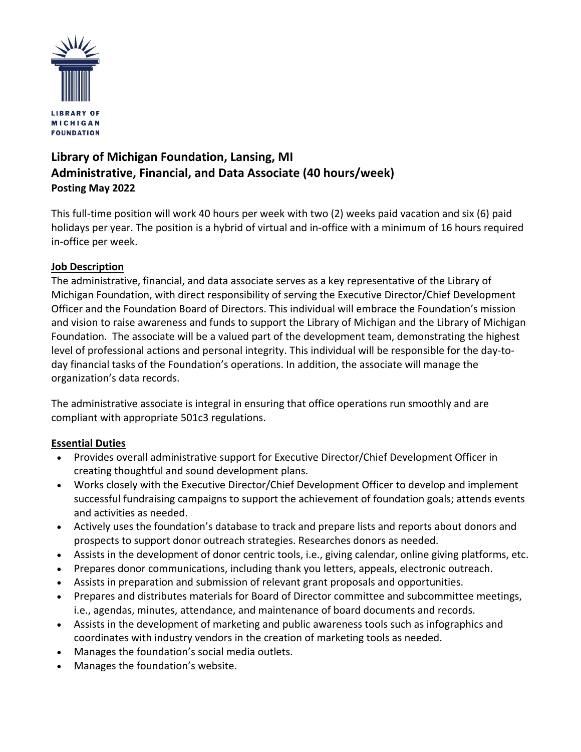LIBRARY OF MICHIGAN FOUNDATION

## Library of Michigan Foundation, Lansing, MI
## Administrative, Financial, and Data Associate (40 hours/week)
**Posting May 2022**

This full-time position will work 40 hours per week with two (2) weeks paid vacation and six (6) paid holidays per year. The position is a hybrid of virtual and in-office with a minimum of 16 hours required in-office per week.

### Job Description

The administrative, financial, and data associate serves as a key representative of the Library of Michigan Foundation, with direct responsibility of serving the Executive Director/Chief Development Officer and the Foundation Board of Directors. This individual will embrace the Foundation's mission and vision to raise awareness and funds to support the Library of Michigan and the Library of Michigan Foundation. The associate will be a valued part of the development team, demonstrating the highest level of professional actions and personal integrity. This individual will be responsible for the day-to-day financial tasks of the Foundation's operations. In addition, the associate will manage the organization's data records.

The administrative associate is integral in ensuring that office operations run smoothly and are compliant with appropriate 501c3 regulations.

### Essential Duties

- Provides overall administrative support for Executive Director/Chief Development Officer in creating thoughtful and sound development plans.
- Works closely with the Executive Director/Chief Development Officer to develop and implement successful fundraising campaigns to support the achievement of foundation goals; attends events and activities as needed.
- Actively uses the foundation's database to track and prepare lists and reports about donors and prospects to support donor outreach strategies. Researches donors as needed.
- Assists in the development of donor centric tools, i.e., giving calendar, online giving platforms, etc.
- Prepares donor communications, including thank you letters, appeals, electronic outreach.
- Assists in preparation and submission of relevant grant proposals and opportunities.
- Prepares and distributes materials for Board of Director committee and subcommittee meetings, i.e., agendas, minutes, attendance, and maintenance of board documents and records.
- Assists in the development of marketing and public awareness tools such as infographics and coordinates with industry vendors in the creation of marketing tools as needed.
- Manages the foundation's social media outlets.
- Manages the foundation's website.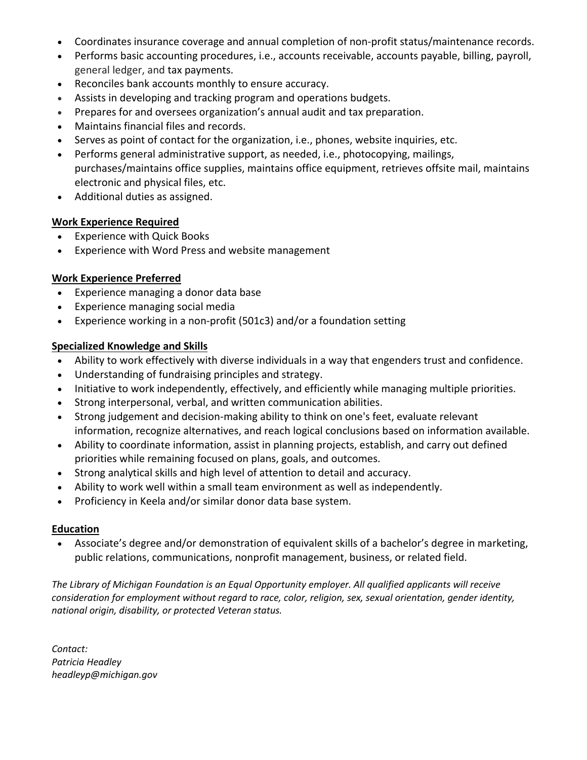- Coordinates insurance coverage and annual completion of non-profit status/maintenance records.
- Performs basic accounting procedures, i.e., accounts receivable, accounts payable, billing, payroll, general ledger, and tax payments.
- Reconciles bank accounts monthly to ensure accuracy.
- Assists in developing and tracking program and operations budgets.
- Prepares for and oversees organization's annual audit and tax preparation.
- Maintains financial files and records.
- Serves as point of contact for the organization, i.e., phones, website inquiries, etc.
- Performs general administrative support, as needed, i.e., photocopying, mailings, purchases/maintains office supplies, maintains office equipment, retrieves offsite mail, maintains electronic and physical files, etc.
- Additional duties as assigned.

**Work Experience Required**

- Experience with Quick Books
- Experience with Word Press and website management

**Work Experience Preferred**

- Experience managing a donor data base
- Experience managing social media
- Experience working in a non-profit (501c3) and/or a foundation setting

**Specialized Knowledge and Skills**

- Ability to work effectively with diverse individuals in a way that engenders trust and confidence.
- Understanding of fundraising principles and strategy.
- Initiative to work independently, effectively, and efficiently while managing multiple priorities.
- Strong interpersonal, verbal, and written communication abilities.
- Strong judgement and decision-making ability to think on one's feet, evaluate relevant information, recognize alternatives, and reach logical conclusions based on information available.
- Ability to coordinate information, assist in planning projects, establish, and carry out defined priorities while remaining focused on plans, goals, and outcomes.
- Strong analytical skills and high level of attention to detail and accuracy.
- Ability to work well within a small team environment as well as independently.
- Proficiency in Keela and/or similar donor data base system.

**Education**

- Associate's degree and/or demonstration of equivalent skills of a bachelor's degree in marketing, public relations, communications, nonprofit management, business, or related field.

*The Library of Michigan Foundation is an Equal Opportunity employer. All qualified applicants will receive consideration for employment without regard to race, color, religion, sex, sexual orientation, gender identity, national origin, disability, or protected Veteran status.*

*Contact:*
*Patricia Headley*
*headleyp@michigan.gov*